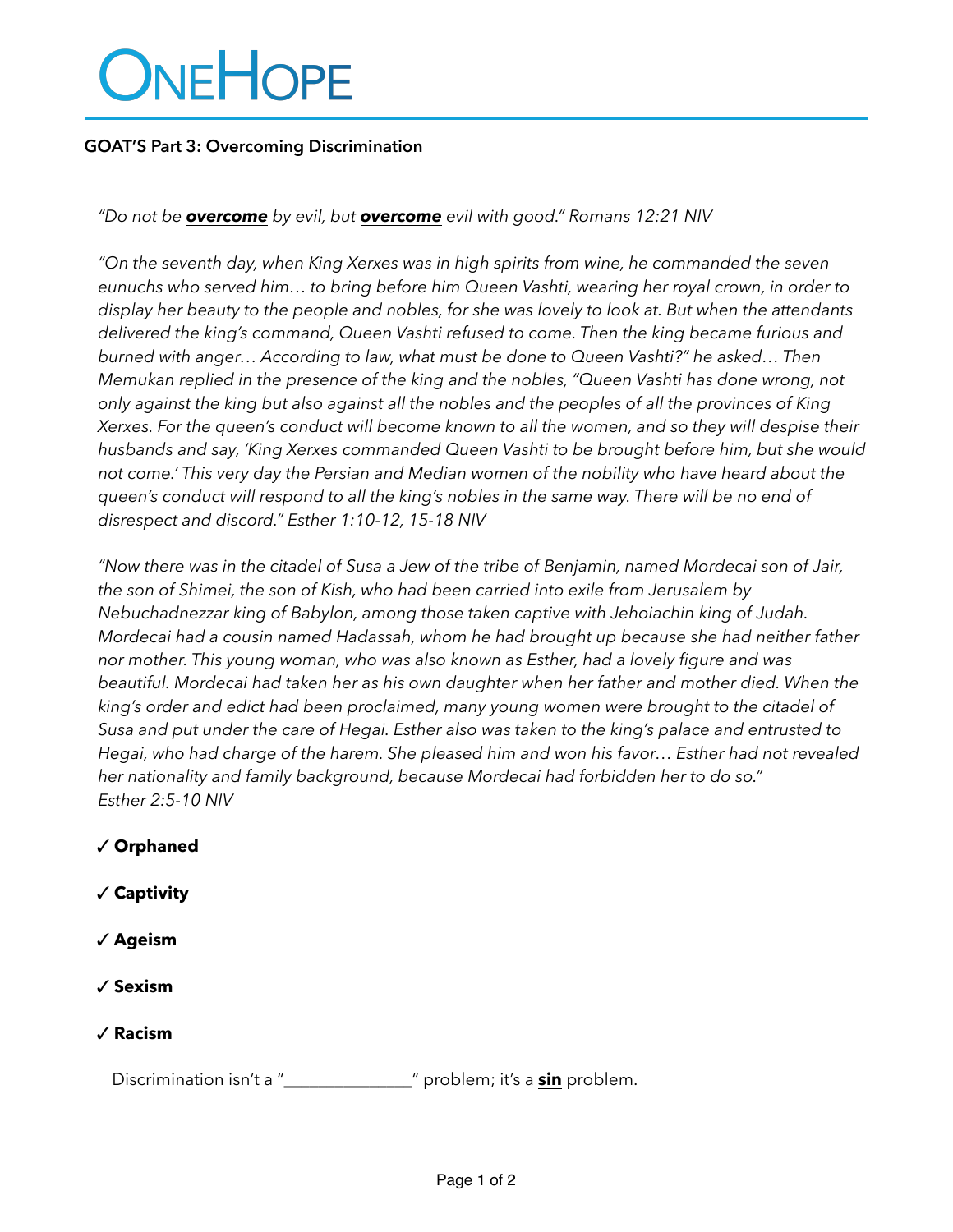# ONEHOPE

**GOAT'S Part 3: Overcoming Discrimination**

*"Do not be **overcome** by evil, but **overcome** evil with good." Romans 12:21 NIV*

*"On the seventh day, when King Xerxes was in high spirits from wine, he commanded the seven eunuchs who served him… to bring before him Queen Vashti, wearing her royal crown, in order to display her beauty to the people and nobles, for she was lovely to look at. But when the attendants delivered the king's command, Queen Vashti refused to come. Then the king became furious and burned with anger… According to law, what must be done to Queen Vashti?" he asked… Then Memukan replied in the presence of the king and the nobles, "Queen Vashti has done wrong, not only against the king but also against all the nobles and the peoples of all the provinces of King Xerxes. For the queen's conduct will become known to all the women, and so they will despise their husbands and say, 'King Xerxes commanded Queen Vashti to be brought before him, but she would not come.' This very day the Persian and Median women of the nobility who have heard about the queen's conduct will respond to all the king's nobles in the same way. There will be no end of disrespect and discord." Esther 1:10-12, 15-18 NIV*

*"Now there was in the citadel of Susa a Jew of the tribe of Benjamin, named Mordecai son of Jair, the son of Shimei, the son of Kish, who had been carried into exile from Jerusalem by Nebuchadnezzar king of Babylon, among those taken captive with Jehoiachin king of Judah. Mordecai had a cousin named Hadassah, whom he had brought up because she had neither father nor mother. This young woman, who was also known as Esther, had a lovely figure and was beautiful. Mordecai had taken her as his own daughter when her father and mother died. When the king's order and edict had been proclaimed, many young women were brought to the citadel of Susa and put under the care of Hegai. Esther also was taken to the king's palace and entrusted to Hegai, who had charge of the harem. She pleased him and won his favor… Esther had not revealed her nationality and family background, because Mordecai had forbidden her to do so." Esther 2:5-10 NIV*

✓ **Orphaned**

✓ **Captivity**

✓ **Ageism**

✓ **Sexism**

✓ **Racism**

Discrimination isn't a "______________" problem; it's a **sin** problem.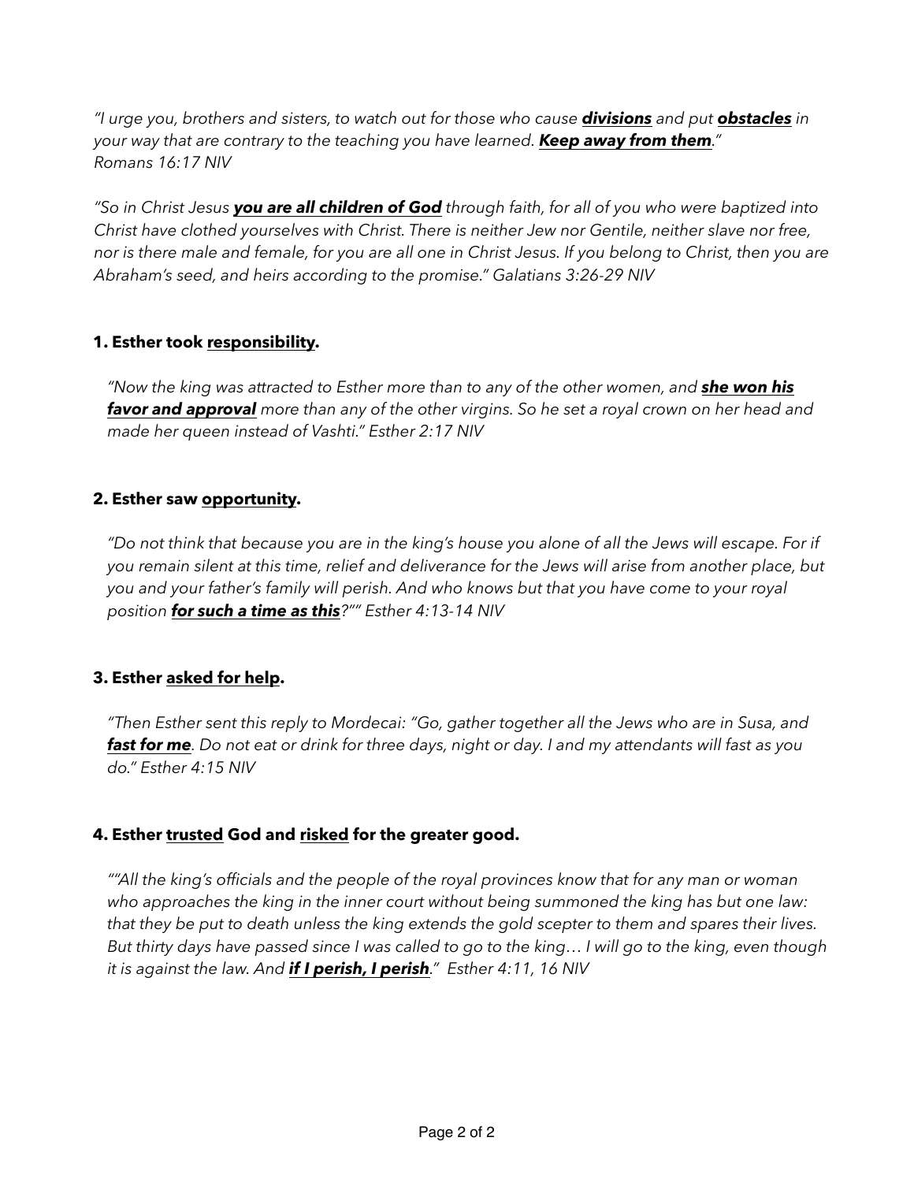*"I urge you, brothers and sisters, to watch out for those who cause* ***divisions*** *and put* ***obstacles*** *in your way that are contrary to the teaching you have learned.* ***Keep away from them****." Romans 16:17 NIV*

*"So in Christ Jesus* ***you are all children of God*** *through faith, for all of you who were baptized into Christ have clothed yourselves with Christ. There is neither Jew nor Gentile, neither slave nor free, nor is there male and female, for you are all one in Christ Jesus. If you belong to Christ, then you are Abraham's seed, and heirs according to the promise." Galatians 3:26-29 NIV*

**1. Esther took responsibility.**

*"Now the king was attracted to Esther more than to any of the other women, and* ***she won his favor and approval*** *more than any of the other virgins. So he set a royal crown on her head and made her queen instead of Vashti." Esther 2:17 NIV*

**2. Esther saw opportunity.**

*"Do not think that because you are in the king's house you alone of all the Jews will escape. For if you remain silent at this time, relief and deliverance for the Jews will arise from another place, but you and your father's family will perish. And who knows but that you have come to your royal position* ***for such a time as this****?"" Esther 4:13-14 NIV*

**3. Esther asked for help.**

*"Then Esther sent this reply to Mordecai: "Go, gather together all the Jews who are in Susa, and* ***fast for me****. Do not eat or drink for three days, night or day. I and my attendants will fast as you do." Esther 4:15 NIV*

**4. Esther trusted God and risked for the greater good.**

*""All the king's officials and the people of the royal provinces know that for any man or woman who approaches the king in the inner court without being summoned the king has but one law: that they be put to death unless the king extends the gold scepter to them and spares their lives. But thirty days have passed since I was called to go to the king… I will go to the king, even though it is against the law. And* ***if I perish, I perish****." Esther 4:11, 16 NIV*